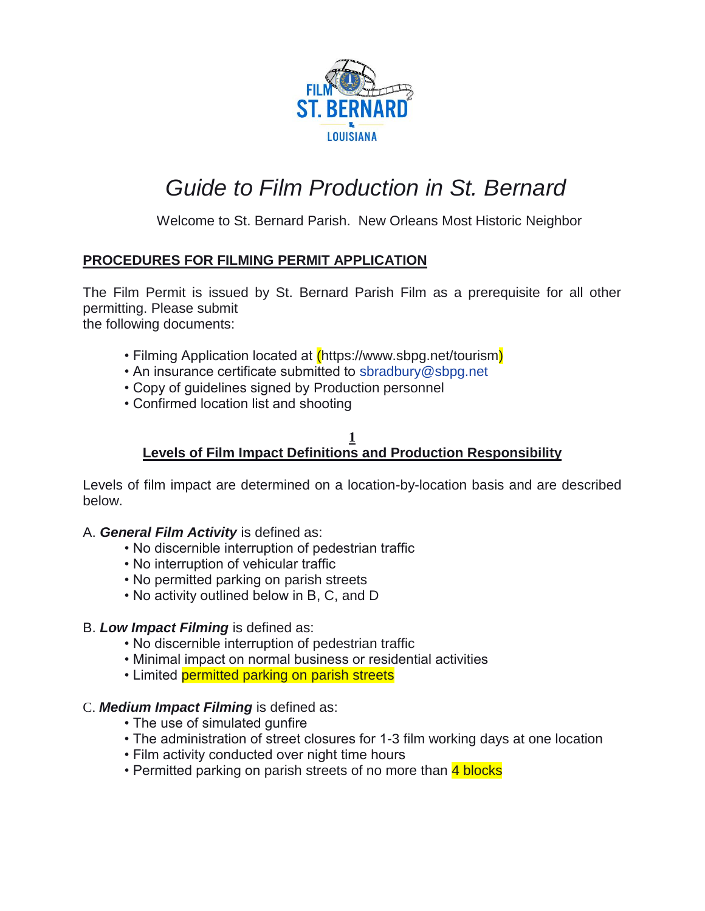# *Guide to Film Production in St. Bernard*

Welcome to St. Bernard Parish. New Orleans Most Historic Neighbor

## PROCEDURES FOR FILMING PERMIT APPLICATION

The Film Permit is issued by St. Bernard Parish Film as a prerequisite for all other permitting. Please submit
the following documents:

- Filming Application located at (https://www.sbpg.net/tourism)
- An insurance certificate submitted to sbradbury@sbpg.net
- Copy of guidelines signed by Production personnel
- Confirmed location list and shooting

## 1
## Levels of Film Impact Definitions and Production Responsibility

Levels of film impact are determined on a location-by-location basis and are described below.

A. ***General Film Activity*** is defined as:
- No discernible interruption of pedestrian traffic
- No interruption of vehicular traffic
- No permitted parking on parish streets
- No activity outlined below in B, C, and D

B. ***Low Impact Filming*** is defined as:
- No discernible interruption of pedestrian traffic
- Minimal impact on normal business or residential activities
- Limited permitted parking on parish streets

C. ***Medium Impact Filming*** is defined as:
- The use of simulated gunfire
- The administration of street closures for 1-3 film working days at one location
- Film activity conducted over night time hours
- Permitted parking on parish streets of no more than 4 blocks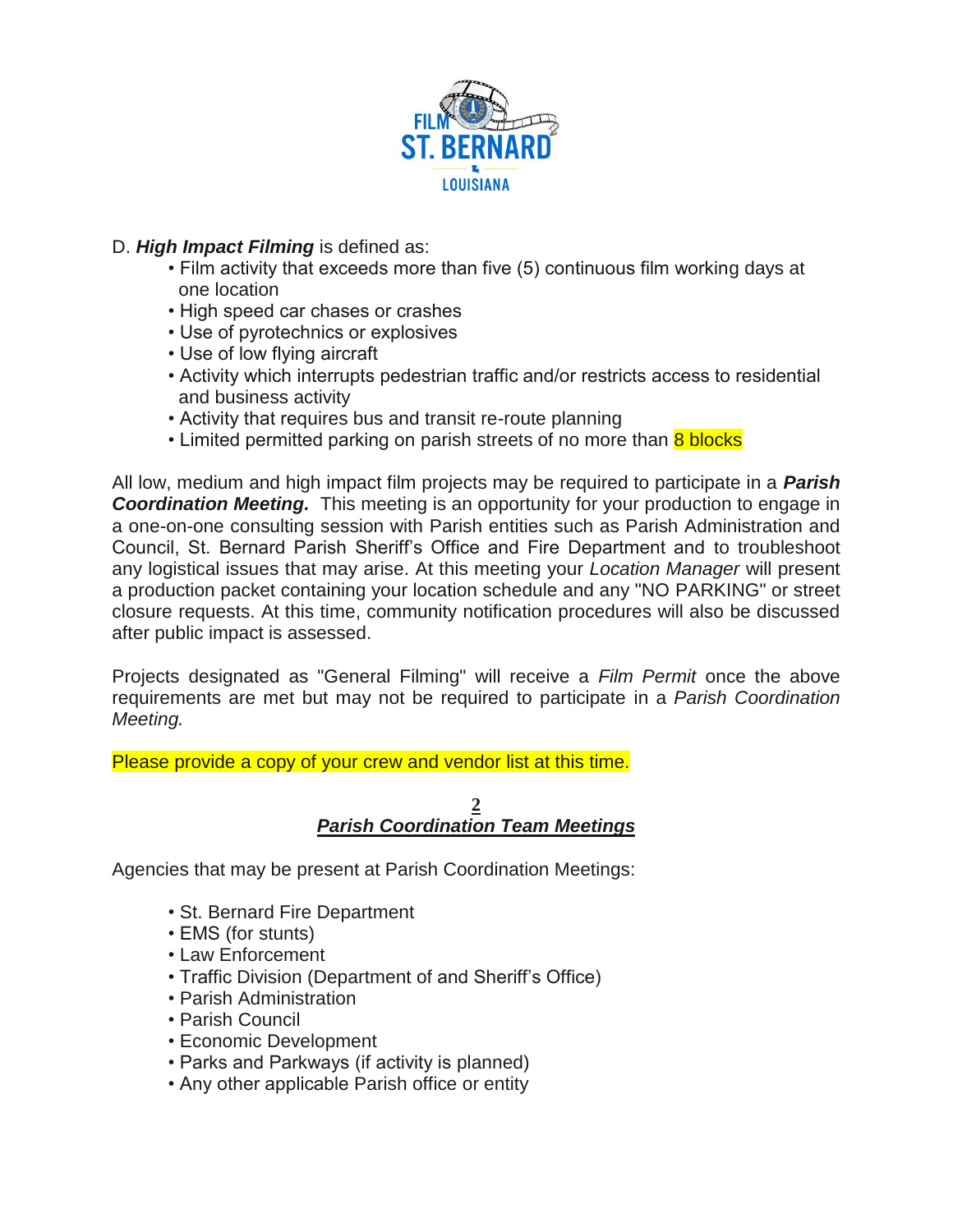D. ***High Impact Filming*** is defined as:

- Film activity that exceeds more than five (5) continuous film working days at one location
- High speed car chases or crashes
- Use of pyrotechnics or explosives
- Use of low flying aircraft
- Activity which interrupts pedestrian traffic and/or restricts access to residential and business activity
- Activity that requires bus and transit re-route planning
- Limited permitted parking on parish streets of no more than 8 blocks

All low, medium and high impact film projects may be required to participate in a ***Parish Coordination Meeting.*** This meeting is an opportunity for your production to engage in a one-on-one consulting session with Parish entities such as Parish Administration and Council, St. Bernard Parish Sheriff's Office and Fire Department and to troubleshoot any logistical issues that may arise. At this meeting your *Location Manager* will present a production packet containing your location schedule and any "NO PARKING" or street closure requests. At this time, community notification procedures will also be discussed after public impact is assessed.

Projects designated as "General Filming" will receive a *Film Permit* once the above requirements are met but may not be required to participate in a *Parish Coordination Meeting.*

Please provide a copy of your crew and vendor list at this time.

## 2
## ***Parish Coordination Team Meetings***

Agencies that may be present at Parish Coordination Meetings:

- St. Bernard Fire Department
- EMS (for stunts)
- Law Enforcement
- Traffic Division (Department of and Sheriff's Office)
- Parish Administration
- Parish Council
- Economic Development
- Parks and Parkways (if activity is planned)
- Any other applicable Parish office or entity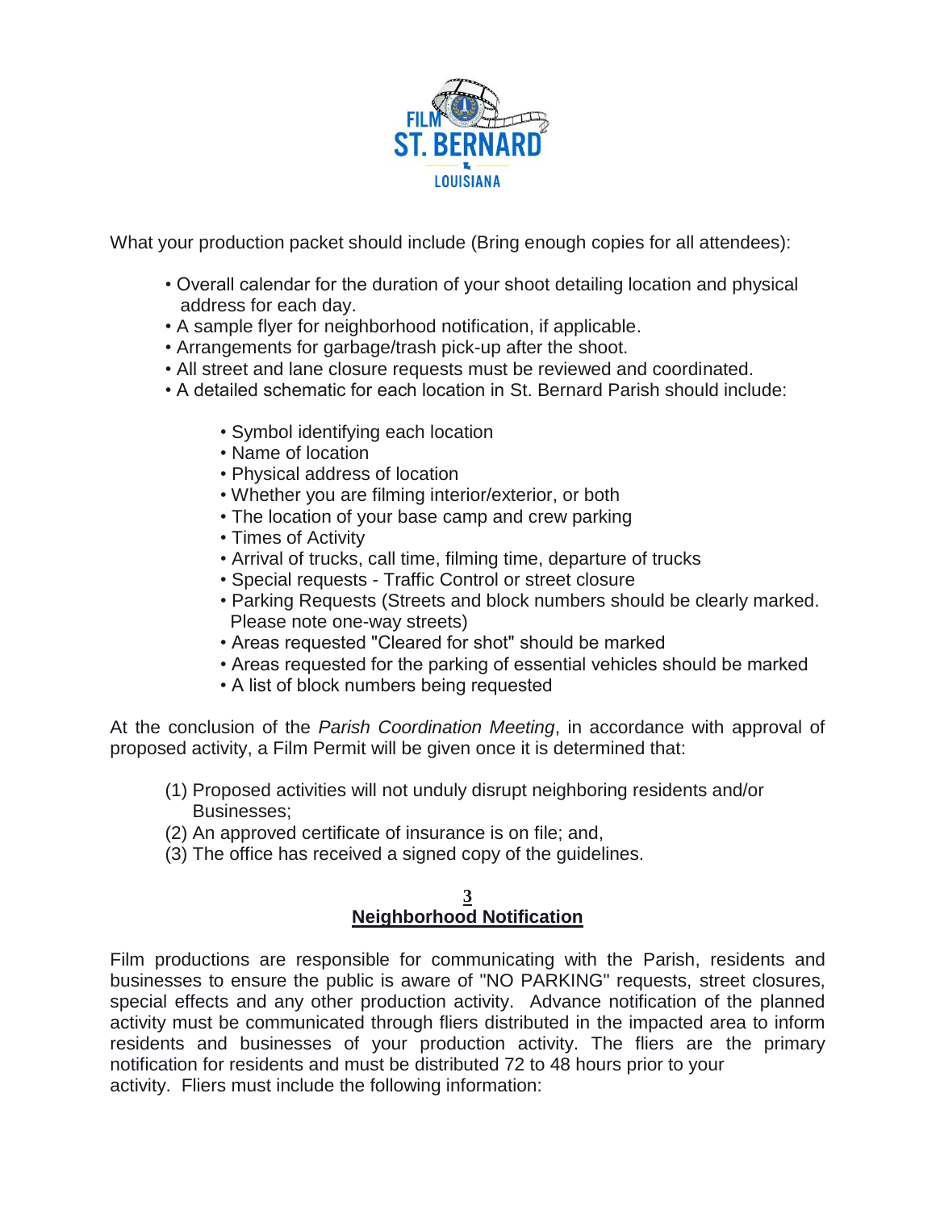What your production packet should include (Bring enough copies for all attendees):

- Overall calendar for the duration of your shoot detailing location and physical address for each day.
- A sample flyer for neighborhood notification, if applicable.
- Arrangements for garbage/trash pick-up after the shoot.
- All street and lane closure requests must be reviewed and coordinated.
- A detailed schematic for each location in St. Bernard Parish should include:
  - Symbol identifying each location
  - Name of location
  - Physical address of location
  - Whether you are filming interior/exterior, or both
  - The location of your base camp and crew parking
  - Times of Activity
  - Arrival of trucks, call time, filming time, departure of trucks
  - Special requests - Traffic Control or street closure
  - Parking Requests (Streets and block numbers should be clearly marked. Please note one-way streets)
  - Areas requested "Cleared for shot" should be marked
  - Areas requested for the parking of essential vehicles should be marked
  - A list of block numbers being requested

At the conclusion of the *Parish Coordination Meeting*, in accordance with approval of proposed activity, a Film Permit will be given once it is determined that:

(1) Proposed activities will not unduly disrupt neighboring residents and/or Businesses;
(2) An approved certificate of insurance is on file; and,
(3) The office has received a signed copy of the guidelines.

## 3
## Neighborhood Notification

Film productions are responsible for communicating with the Parish, residents and businesses to ensure the public is aware of "NO PARKING" requests, street closures, special effects and any other production activity. Advance notification of the planned activity must be communicated through fliers distributed in the impacted area to inform residents and businesses of your production activity. The fliers are the primary notification for residents and must be distributed 72 to 48 hours prior to your activity. Fliers must include the following information: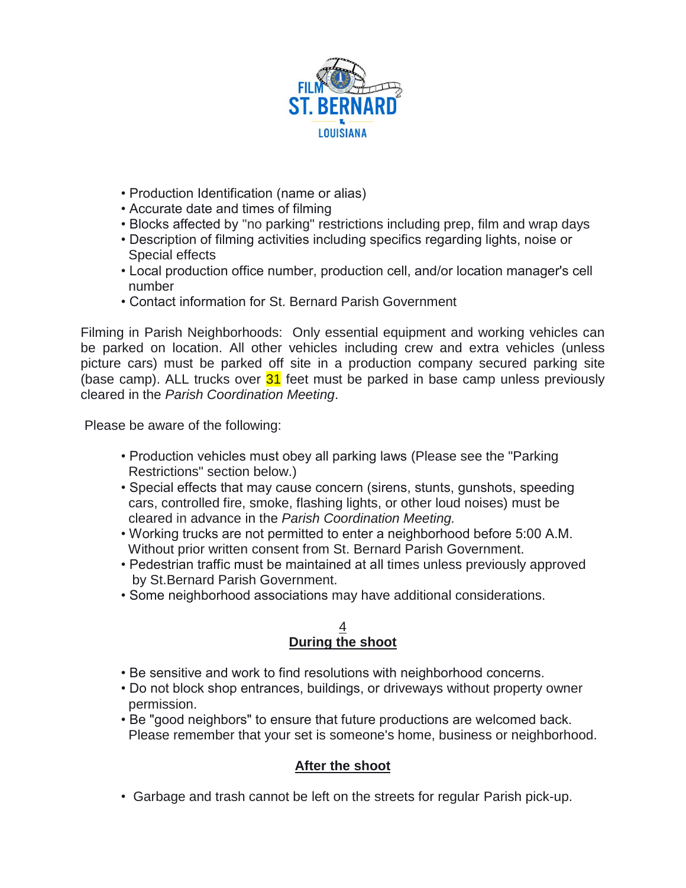- Production Identification (name or alias)
- Accurate date and times of filming
- Blocks affected by "no parking" restrictions including prep, film and wrap days
- Description of filming activities including specifics regarding lights, noise or Special effects
- Local production office number, production cell, and/or location manager's cell number
- Contact information for St. Bernard Parish Government

Filming in Parish Neighborhoods: Only essential equipment and working vehicles can be parked on location. All other vehicles including crew and extra vehicles (unless picture cars) must be parked off site in a production company secured parking site (base camp). ALL trucks over 31 feet must be parked in base camp unless previously cleared in the *Parish Coordination Meeting*.

Please be aware of the following:

- Production vehicles must obey all parking laws (Please see the "Parking Restrictions" section below.)
- Special effects that may cause concern (sirens, stunts, gunshots, speeding cars, controlled fire, smoke, flashing lights, or other loud noises) must be cleared in advance in the *Parish Coordination Meeting.*
- Working trucks are not permitted to enter a neighborhood before 5:00 A.M. Without prior written consent from St. Bernard Parish Government.
- Pedestrian traffic must be maintained at all times unless previously approved by St.Bernard Parish Government.
- Some neighborhood associations may have additional considerations.

## During the shoot

- Be sensitive and work to find resolutions with neighborhood concerns.
- Do not block shop entrances, buildings, or driveways without property owner permission.
- Be "good neighbors" to ensure that future productions are welcomed back. Please remember that your set is someone's home, business or neighborhood.

## After the shoot

- Garbage and trash cannot be left on the streets for regular Parish pick-up.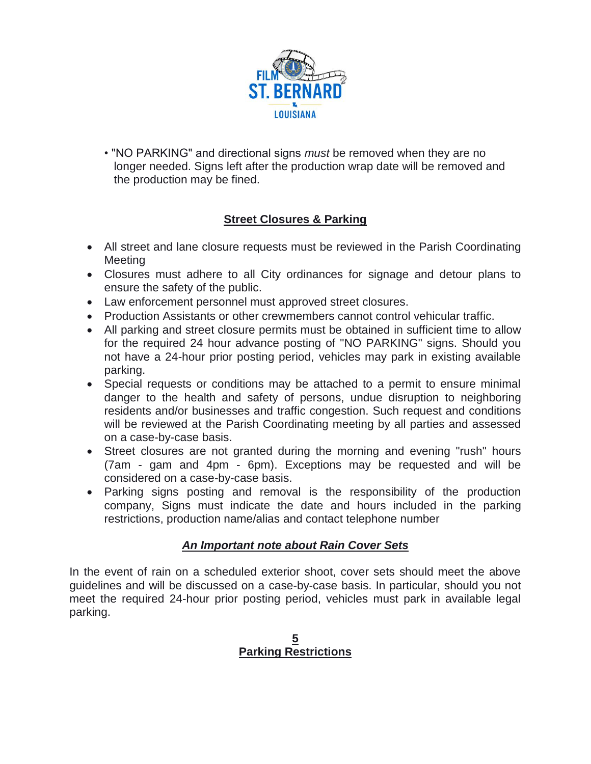- "NO PARKING" and directional signs *must* be removed when they are no longer needed. Signs left after the production wrap date will be removed and the production may be fined.

## Street Closures & Parking

- All street and lane closure requests must be reviewed in the Parish Coordinating Meeting
- Closures must adhere to all City ordinances for signage and detour plans to ensure the safety of the public.
- Law enforcement personnel must approved street closures.
- Production Assistants or other crewmembers cannot control vehicular traffic.
- All parking and street closure permits must be obtained in sufficient time to allow for the required 24 hour advance posting of "NO PARKING" signs. Should you not have a 24-hour prior posting period, vehicles may park in existing available parking.
- Special requests or conditions may be attached to a permit to ensure minimal danger to the health and safety of persons, undue disruption to neighboring residents and/or businesses and traffic congestion. Such request and conditions will be reviewed at the Parish Coordinating meeting by all parties and assessed on a case-by-case basis.
- Street closures are not granted during the morning and evening "rush" hours (7am - gam and 4pm - 6pm). Exceptions may be requested and will be considered on a case-by-case basis.
- Parking signs posting and removal is the responsibility of the production company, Signs must indicate the date and hours included in the parking restrictions, production name/alias and contact telephone number

### ***An Important note about Rain Cover Sets***

In the event of rain on a scheduled exterior shoot, cover sets should meet the above guidelines and will be discussed on a case-by-case basis. In particular, should you not meet the required 24-hour prior posting period, vehicles must park in available legal parking.

## Parking Restrictions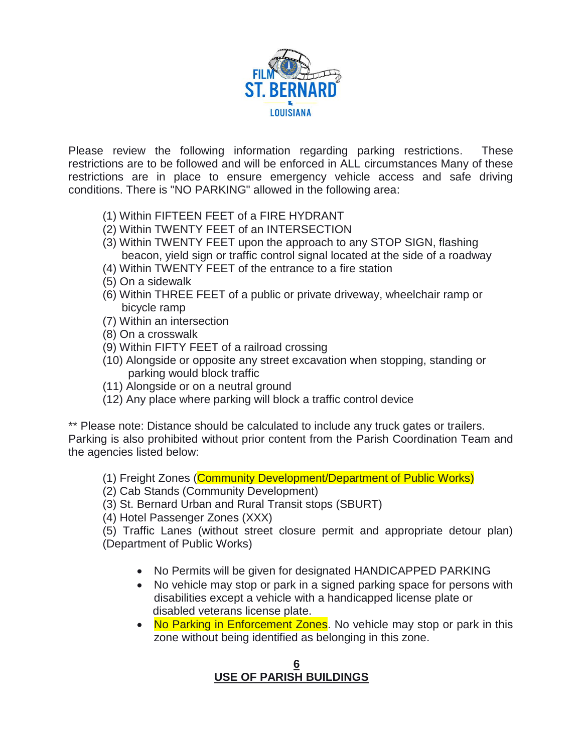Please review the following information regarding parking restrictions. These restrictions are to be followed and will be enforced in ALL circumstances Many of these restrictions are in place to ensure emergency vehicle access and safe driving conditions. There is "NO PARKING" allowed in the following area:

(1) Within FIFTEEN FEET of a FIRE HYDRANT
(2) Within TWENTY FEET of an INTERSECTION
(3) Within TWENTY FEET upon the approach to any STOP SIGN, flashing beacon, yield sign or traffic control signal located at the side of a roadway
(4) Within TWENTY FEET of the entrance to a fire station
(5) On a sidewalk
(6) Within THREE FEET of a public or private driveway, wheelchair ramp or bicycle ramp
(7) Within an intersection
(8) On a crosswalk
(9) Within FIFTY FEET of a railroad crossing
(10) Alongside or opposite any street excavation when stopping, standing or parking would block traffic
(11) Alongside or on a neutral ground
(12) Any place where parking will block a traffic control device

** Please note: Distance should be calculated to include any truck gates or trailers. Parking is also prohibited without prior content from the Parish Coordination Team and the agencies listed below:

(1) Freight Zones (Community Development/Department of Public Works)
(2) Cab Stands (Community Development)
(3) St. Bernard Urban and Rural Transit stops (SBURT)
(4) Hotel Passenger Zones (XXX)
(5) Traffic Lanes (without street closure permit and appropriate detour plan) (Department of Public Works)

- No Permits will be given for designated HANDICAPPED PARKING
- No vehicle may stop or park in a signed parking space for persons with disabilities except a vehicle with a handicapped license plate or disabled veterans license plate.
- No Parking in Enforcement Zones. No vehicle may stop or park in this zone without being identified as belonging in this zone.

## 6
## USE OF PARISH BUILDINGS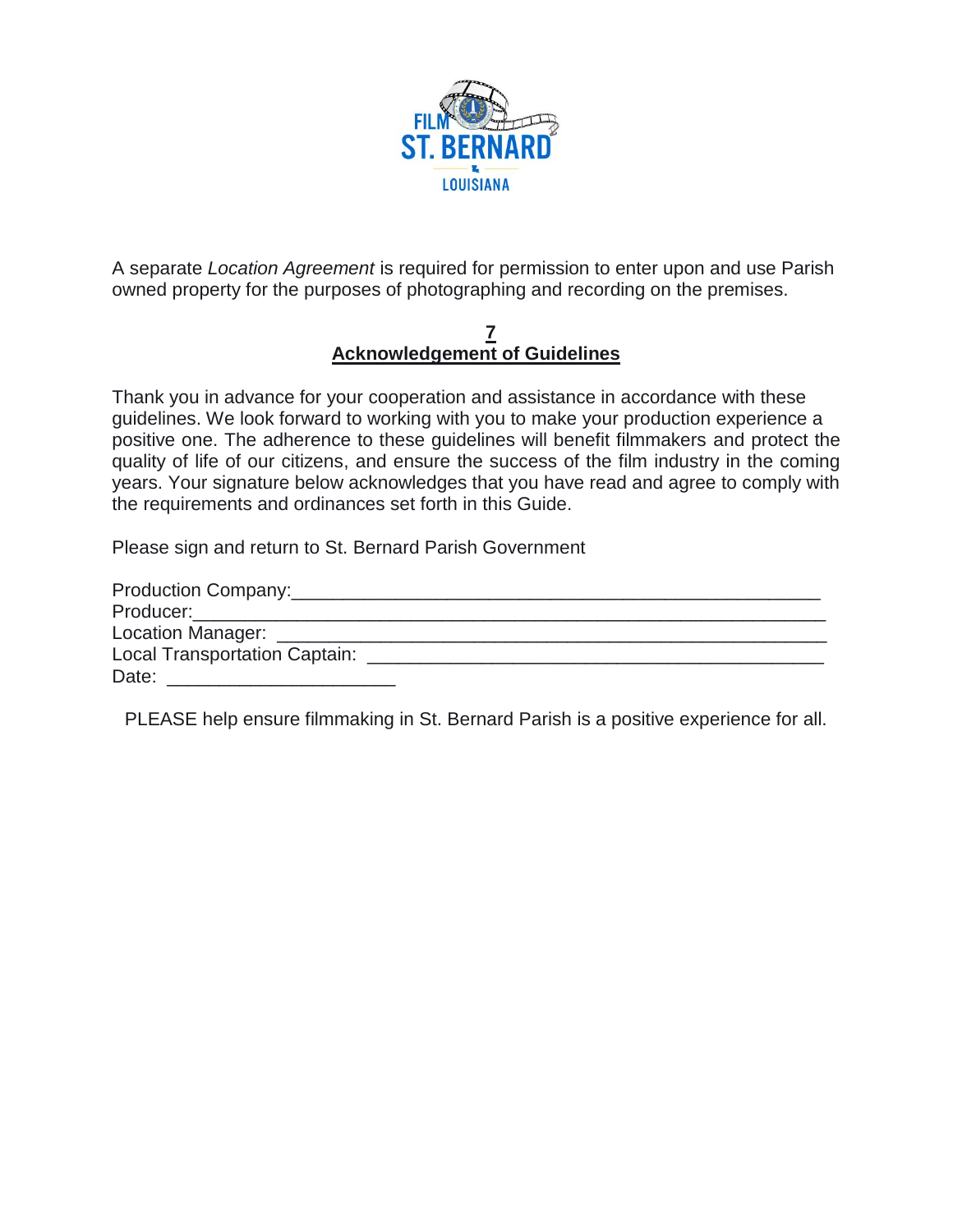A separate *Location Agreement* is required for permission to enter upon and use Parish owned property for the purposes of photographing and recording on the premises.

## 7
## Acknowledgement of Guidelines

Thank you in advance for your cooperation and assistance in accordance with these guidelines. We look forward to working with you to make your production experience a positive one. The adherence to these guidelines will benefit filmmakers and protect the quality of life of our citizens, and ensure the success of the film industry in the coming years. Your signature below acknowledges that you have read and agree to comply with the requirements and ordinances set forth in this Guide.

Please sign and return to St. Bernard Parish Government

Production Company:_____________________________________________________

Producer:_____________________________________________________________

Location Manager: ______________________________________________________

Local Transportation Captain: _____________________________________________

Date: ______________________

PLEASE help ensure filmmaking in St. Bernard Parish is a positive experience for all.